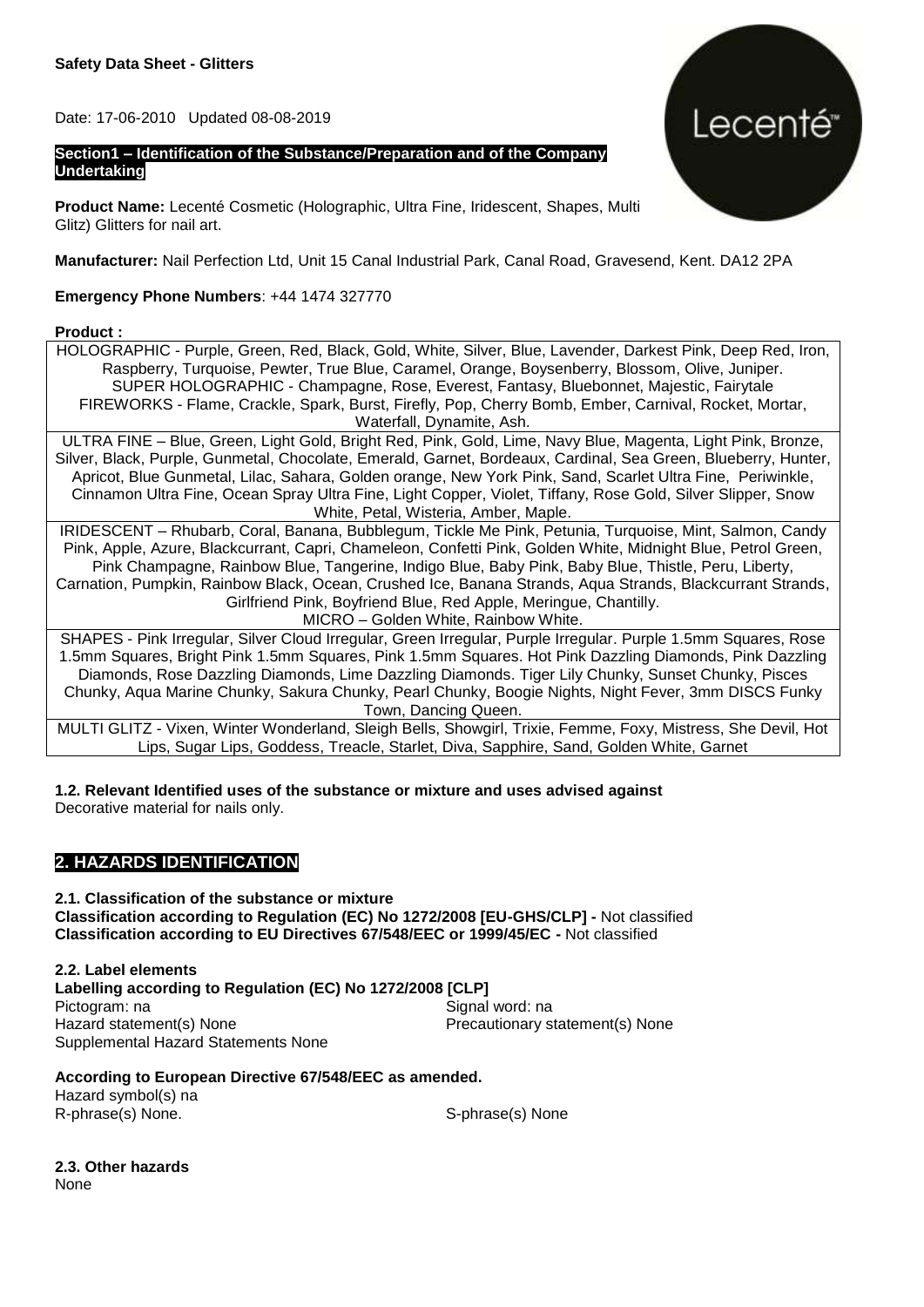**Safety Data Sheet - Glitters**

Date: 17-06-2010 Updated 08-08-2019

Lecenté™

## Section1 – Identification of the Substance/Preparation and of the Company Undertaking

**Product Name:** Lecenté Cosmetic (Holographic, Ultra Fine, Iridescent, Shapes, Multi Glitz) Glitters for nail art.

**Manufacturer:** Nail Perfection Ltd, Unit 15 Canal Industrial Park, Canal Road, Gravesend, Kent. DA12 2PA

**Emergency Phone Numbers**: +44 1474 327770

**Product :**

| |
|---|
| HOLOGRAPHIC - Purple, Green, Red, Black, Gold, White, Silver, Blue, Lavender, Darkest Pink, Deep Red, Iron, Raspberry, Turquoise, Pewter, True Blue, Caramel, Orange, Boysenberry, Blossom, Olive, Juniper. SUPER HOLOGRAPHIC - Champagne, Rose, Everest, Fantasy, Bluebonnet, Majestic, Fairytale FIREWORKS - Flame, Crackle, Spark, Burst, Firefly, Pop, Cherry Bomb, Ember, Carnival, Rocket, Mortar, Waterfall, Dynamite, Ash. |
| ULTRA FINE – Blue, Green, Light Gold, Bright Red, Pink, Gold, Lime, Navy Blue, Magenta, Light Pink, Bronze, Silver, Black, Purple, Gunmetal, Chocolate, Emerald, Garnet, Bordeaux, Cardinal, Sea Green, Blueberry, Hunter, Apricot, Blue Gunmetal, Lilac, Sahara, Golden orange, New York Pink, Sand, Scarlet Ultra Fine, Periwinkle, Cinnamon Ultra Fine, Ocean Spray Ultra Fine, Light Copper, Violet, Tiffany, Rose Gold, Silver Slipper, Snow White, Petal, Wisteria, Amber, Maple. |
| IRIDESCENT – Rhubarb, Coral, Banana, Bubblegum, Tickle Me Pink, Petunia, Turquoise, Mint, Salmon, Candy Pink, Apple, Azure, Blackcurrant, Capri, Chameleon, Confetti Pink, Golden White, Midnight Blue, Petrol Green, Pink Champagne, Rainbow Blue, Tangerine, Indigo Blue, Baby Pink, Baby Blue, Thistle, Peru, Liberty, Carnation, Pumpkin, Rainbow Black, Ocean, Crushed Ice, Banana Strands, Aqua Strands, Blackcurrant Strands, Girlfriend Pink, Boyfriend Blue, Red Apple, Meringue, Chantilly. MICRO – Golden White, Rainbow White. |
| SHAPES - Pink Irregular, Silver Cloud Irregular, Green Irregular, Purple Irregular. Purple 1.5mm Squares, Rose 1.5mm Squares, Bright Pink 1.5mm Squares, Pink 1.5mm Squares. Hot Pink Dazzling Diamonds, Pink Dazzling Diamonds, Rose Dazzling Diamonds, Lime Dazzling Diamonds. Tiger Lily Chunky, Sunset Chunky, Pisces Chunky, Aqua Marine Chunky, Sakura Chunky, Pearl Chunky, Boogie Nights, Night Fever, 3mm DISCS Funky Town, Dancing Queen. |
| MULTI GLITZ - Vixen, Winter Wonderland, Sleigh Bells, Showgirl, Trixie, Femme, Foxy, Mistress, She Devil, Hot Lips, Sugar Lips, Goddess, Treacle, Starlet, Diva, Sapphire, Sand, Golden White, Garnet |

**1.2. Relevant Identified uses of the substance or mixture and uses advised against**
Decorative material for nails only.

## 2. HAZARDS IDENTIFICATION

**2.1. Classification of the substance or mixture**
**Classification according to Regulation (EC) No 1272/2008 [EU-GHS/CLP] -** Not classified
**Classification according to EU Directives 67/548/EEC or 1999/45/EC -** Not classified

**2.2. Label elements**
**Labelling according to Regulation (EC) No 1272/2008 [CLP]**
Pictogram: na
Signal word: na
Hazard statement(s) None
Precautionary statement(s) None
Supplemental Hazard Statements None

**According to European Directive 67/548/EEC as amended.**
Hazard symbol(s) na
R-phrase(s) None.
S-phrase(s) None

**2.3. Other hazards**
None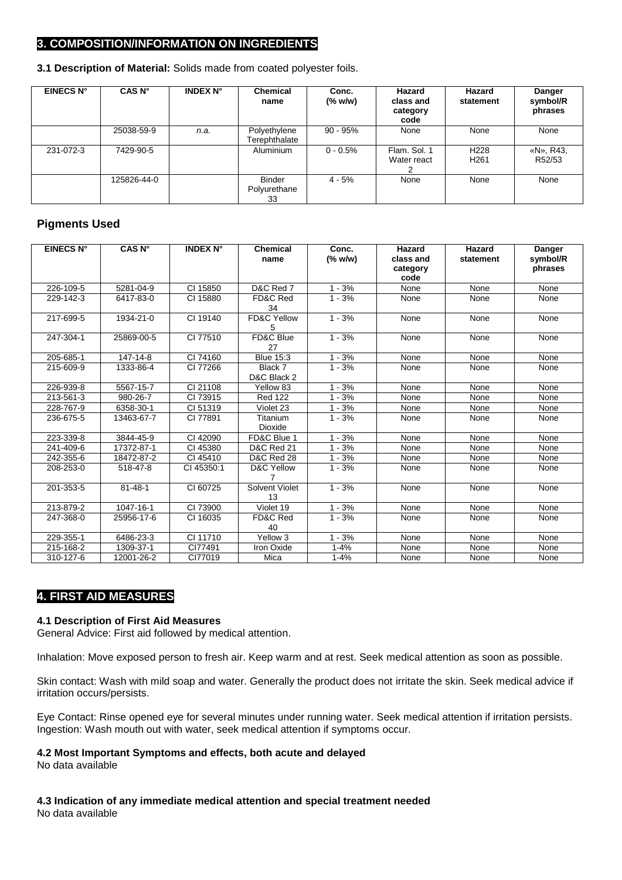## 3. COMPOSITION/INFORMATION ON INGREDIENTS

**3.1 Description of Material:** Solids made from coated polyester foils.

| EINECS N° | CAS N° | INDEX N° | Chemical name | Conc. (% w/w) | Hazard class and category code | Hazard statement | Danger symbol/R phrases |
|---|---|---|---|---|---|---|---|
| | 25038-59-9 | n.a. | Polyethylene Terephthalate | 90 - 95% | None | None | None |
| 231-072-3 | 7429-90-5 | | Aluminium | 0 - 0.5% | Flam. Sol. 1 Water react 2 | H228 H261 | «N», R43, R52/53 |
| | 125826-44-0 | | Binder Polyurethane 33 | 4 - 5% | None | None | None |

## Pigments Used

| EINECS N° | CAS N° | INDEX N° | Chemical name | Conc. (% w/w) | Hazard class and category code | Hazard statement | Danger symbol/R phrases |
|---|---|---|---|---|---|---|---|
| 226-109-5 | 5281-04-9 | CI 15850 | D&C Red 7 | 1 - 3% | None | None | None |
| 229-142-3 | 6417-83-0 | CI 15880 | FD&C Red 34 | 1 - 3% | None | None | None |
| 217-699-5 | 1934-21-0 | CI 19140 | FD&C Yellow 5 | 1 - 3% | None | None | None |
| 247-304-1 | 25869-00-5 | CI 77510 | FD&C Blue 27 | 1 - 3% | None | None | None |
| 205-685-1 | 147-14-8 | CI 74160 | Blue 15:3 | 1 - 3% | None | None | None |
| 215-609-9 | 1333-86-4 | CI 77266 | Black 7 D&C Black 2 | 1 - 3% | None | None | None |
| 226-939-8 | 5567-15-7 | CI 21108 | Yellow 83 | 1 - 3% | None | None | None |
| 213-561-3 | 980-26-7 | CI 73915 | Red 122 | 1 - 3% | None | None | None |
| 228-767-9 | 6358-30-1 | CI 51319 | Violet 23 | 1 - 3% | None | None | None |
| 236-675-5 | 13463-67-7 | CI 77891 | Titanium Dioxide | 1 - 3% | None | None | None |
| 223-339-8 | 3844-45-9 | CI 42090 | FD&C Blue 1 | 1 - 3% | None | None | None |
| 241-409-6 | 17372-87-1 | CI 45380 | D&C Red 21 | 1 - 3% | None | None | None |
| 242-355-6 | 18472-87-2 | CI 45410 | D&C Red 28 | 1 - 3% | None | None | None |
| 208-253-0 | 518-47-8 | CI 45350:1 | D&C Yellow 7 | 1 - 3% | None | None | None |
| 201-353-5 | 81-48-1 | CI 60725 | Solvent Violet 13 | 1 - 3% | None | None | None |
| 213-879-2 | 1047-16-1 | CI 73900 | Violet 19 | 1 - 3% | None | None | None |
| 247-368-0 | 25956-17-6 | CI 16035 | FD&C Red 40 | 1 - 3% | None | None | None |
| 229-355-1 | 6486-23-3 | CI 11710 | Yellow 3 | 1 - 3% | None | None | None |
| 215-168-2 | 1309-37-1 | CI77491 | Iron Oxide | 1-4% | None | None | None |
| 310-127-6 | 12001-26-2 | CI77019 | Mica | 1-4% | None | None | None |

## 4. FIRST AID MEASURES

**4.1 Description of First Aid Measures**

General Advice: First aid followed by medical attention.

Inhalation: Move exposed person to fresh air. Keep warm and at rest. Seek medical attention as soon as possible.

Skin contact: Wash with mild soap and water. Generally the product does not irritate the skin. Seek medical advice if irritation occurs/persists.

Eye Contact: Rinse opened eye for several minutes under running water. Seek medical attention if irritation persists.
Ingestion: Wash mouth out with water, seek medical attention if symptoms occur.

**4.2 Most Important Symptoms and effects, both acute and delayed**

No data available

**4.3 Indication of any immediate medical attention and special treatment needed**

No data available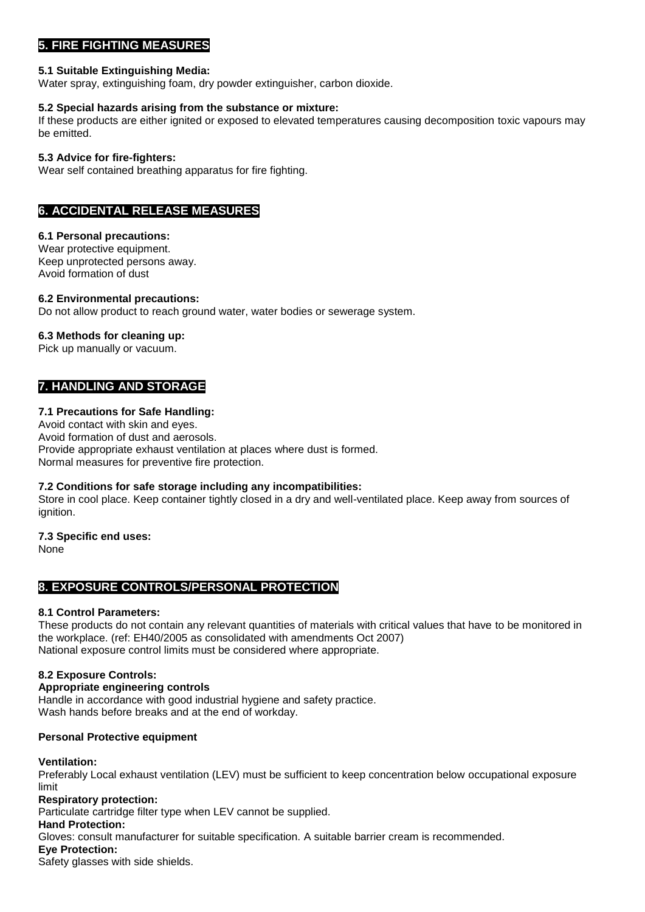## 5. FIRE FIGHTING MEASURES

**5.1 Suitable Extinguishing Media:**
Water spray, extinguishing foam, dry powder extinguisher, carbon dioxide.

**5.2 Special hazards arising from the substance or mixture:**
If these products are either ignited or exposed to elevated temperatures causing decomposition toxic vapours may be emitted.

**5.3 Advice for fire-fighters:**
Wear self contained breathing apparatus for fire fighting.

## 6. ACCIDENTAL RELEASE MEASURES

**6.1 Personal precautions:**
Wear protective equipment.
Keep unprotected persons away.
Avoid formation of dust

**6.2 Environmental precautions:**
Do not allow product to reach ground water, water bodies or sewerage system.

**6.3 Methods for cleaning up:**
Pick up manually or vacuum.

## 7. HANDLING AND STORAGE

**7.1 Precautions for Safe Handling:**
Avoid contact with skin and eyes.
Avoid formation of dust and aerosols.
Provide appropriate exhaust ventilation at places where dust is formed.
Normal measures for preventive fire protection.

**7.2 Conditions for safe storage including any incompatibilities:**
Store in cool place. Keep container tightly closed in a dry and well-ventilated place. Keep away from sources of ignition.

**7.3 Specific end uses:**
None

## 8. EXPOSURE CONTROLS/PERSONAL PROTECTION

**8.1 Control Parameters:**
These products do not contain any relevant quantities of materials with critical values that have to be monitored in the workplace. (ref: EH40/2005 as consolidated with amendments Oct 2007)
National exposure control limits must be considered where appropriate.

**8.2 Exposure Controls:**
**Appropriate engineering controls**
Handle in accordance with good industrial hygiene and safety practice.
Wash hands before breaks and at the end of workday.

**Personal Protective equipment**

**Ventilation:**
Preferably Local exhaust ventilation (LEV) must be sufficient to keep concentration below occupational exposure limit
**Respiratory protection:**
Particulate cartridge filter type when LEV cannot be supplied.
**Hand Protection:**
Gloves: consult manufacturer for suitable specification. A suitable barrier cream is recommended.
**Eye Protection:**
Safety glasses with side shields.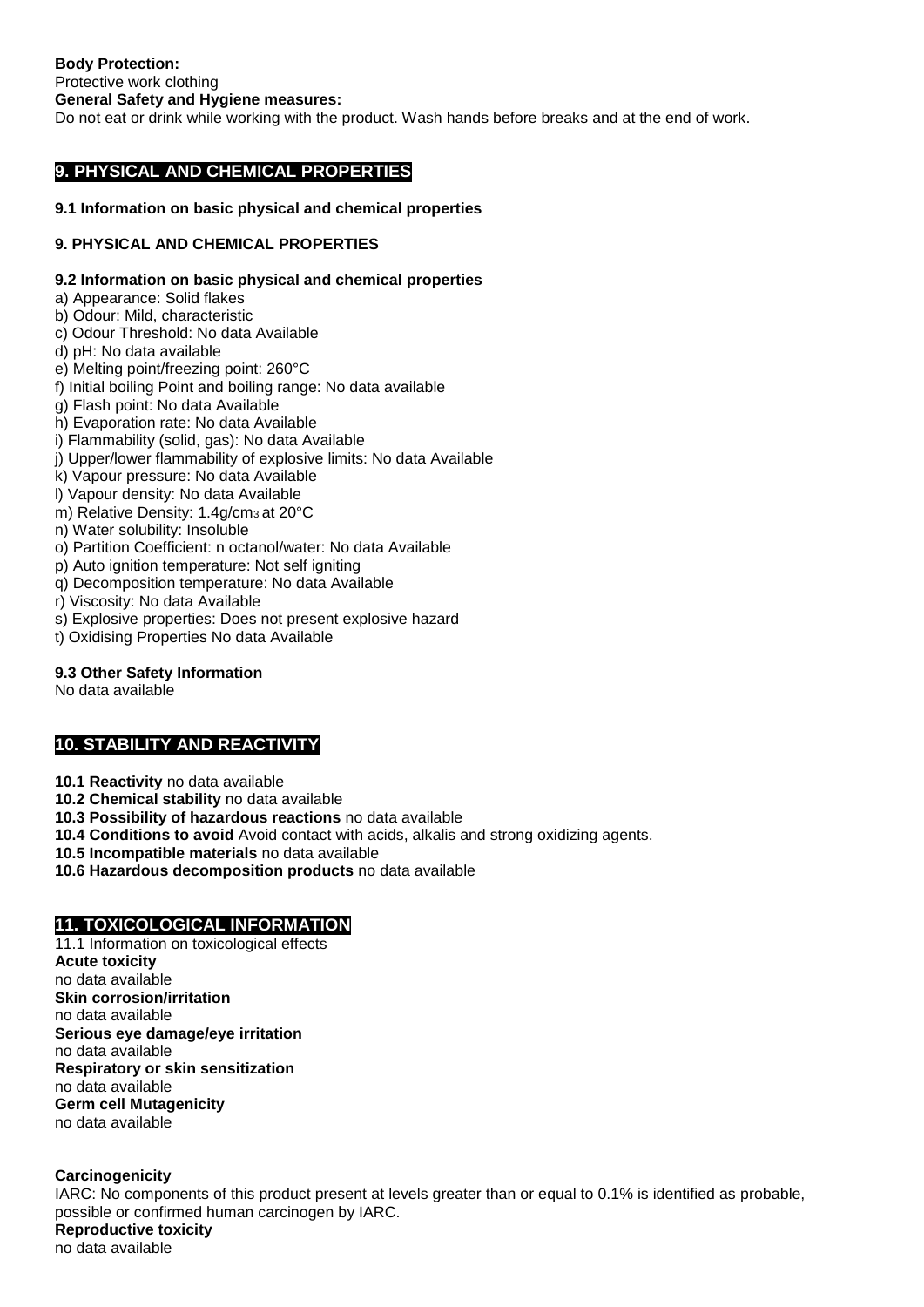**Body Protection:**
Protective work clothing
**General Safety and Hygiene measures:**
Do not eat or drink while working with the product. Wash hands before breaks and at the end of work.

## 9. PHYSICAL AND CHEMICAL PROPERTIES

**9.1 Information on basic physical and chemical properties**

**9. PHYSICAL AND CHEMICAL PROPERTIES**

**9.2 Information on basic physical and chemical properties**

a) Appearance: Solid flakes
b) Odour: Mild, characteristic
c) Odour Threshold: No data Available
d) pH: No data available
e) Melting point/freezing point: 260°C
f) Initial boiling Point and boiling range: No data available
g) Flash point: No data Available
h) Evaporation rate: No data Available
i) Flammability (solid, gas): No data Available
j) Upper/lower flammability of explosive limits: No data Available
k) Vapour pressure: No data Available
l) Vapour density: No data Available
m) Relative Density: 1.4g/$cm_3$ at 20°C
n) Water solubility: Insoluble
o) Partition Coefficient: n octanol/water: No data Available
p) Auto ignition temperature: Not self igniting
q) Decomposition temperature: No data Available
r) Viscosity: No data Available
s) Explosive properties: Does not present explosive hazard
t) Oxidising Properties No data Available

**9.3 Other Safety Information**
No data available

## 10. STABILITY AND REACTIVITY

**10.1 Reactivity** no data available
**10.2 Chemical stability** no data available
**10.3 Possibility of hazardous reactions** no data available
**10.4 Conditions to avoid** Avoid contact with acids, alkalis and strong oxidizing agents.
**10.5 Incompatible materials** no data available
**10.6 Hazardous decomposition products** no data available

## 11. TOXICOLOGICAL INFORMATION

11.1 Information on toxicological effects
**Acute toxicity**
no data available
**Skin corrosion/irritation**
no data available
**Serious eye damage/eye irritation**
no data available
**Respiratory or skin sensitization**
no data available
**Germ cell Mutagenicity**
no data available

**Carcinogenicity**
IARC: No components of this product present at levels greater than or equal to 0.1% is identified as probable, possible or confirmed human carcinogen by IARC.
**Reproductive toxicity**
no data available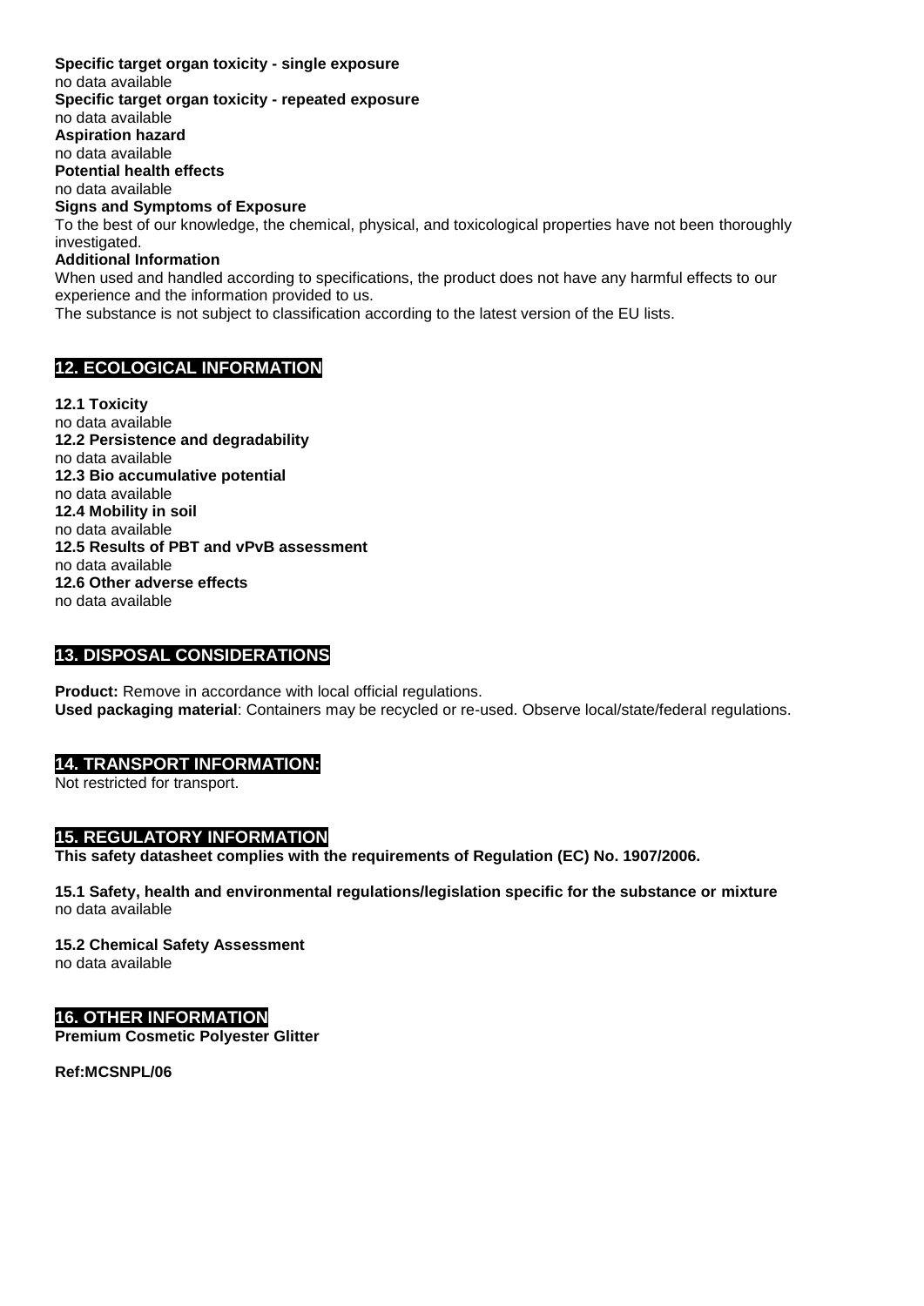**Specific target organ toxicity - single exposure**
no data available
**Specific target organ toxicity - repeated exposure**
no data available
**Aspiration hazard**
no data available
**Potential health effects**
no data available
**Signs and Symptoms of Exposure**
To the best of our knowledge, the chemical, physical, and toxicological properties have not been thoroughly investigated.
**Additional Information**
When used and handled according to specifications, the product does not have any harmful effects to our experience and the information provided to us.
The substance is not subject to classification according to the latest version of the EU lists.

## 12. ECOLOGICAL INFORMATION

**12.1 Toxicity**
no data available
**12.2 Persistence and degradability**
no data available
**12.3 Bio accumulative potential**
no data available
**12.4 Mobility in soil**
no data available
**12.5 Results of PBT and vPvB assessment**
no data available
**12.6 Other adverse effects**
no data available

## 13. DISPOSAL CONSIDERATIONS

**Product:** Remove in accordance with local official regulations.
**Used packaging material**: Containers may be recycled or re-used. Observe local/state/federal regulations.

## 14. TRANSPORT INFORMATION:

Not restricted for transport.

## 15. REGULATORY INFORMATION

**This safety datasheet complies with the requirements of Regulation (EC) No. 1907/2006.**

**15.1 Safety, health and environmental regulations/legislation specific for the substance or mixture**
no data available

**15.2 Chemical Safety Assessment**
no data available

## 16. OTHER INFORMATION

**Premium Cosmetic Polyester Glitter**

**Ref:MCSNPL/06**